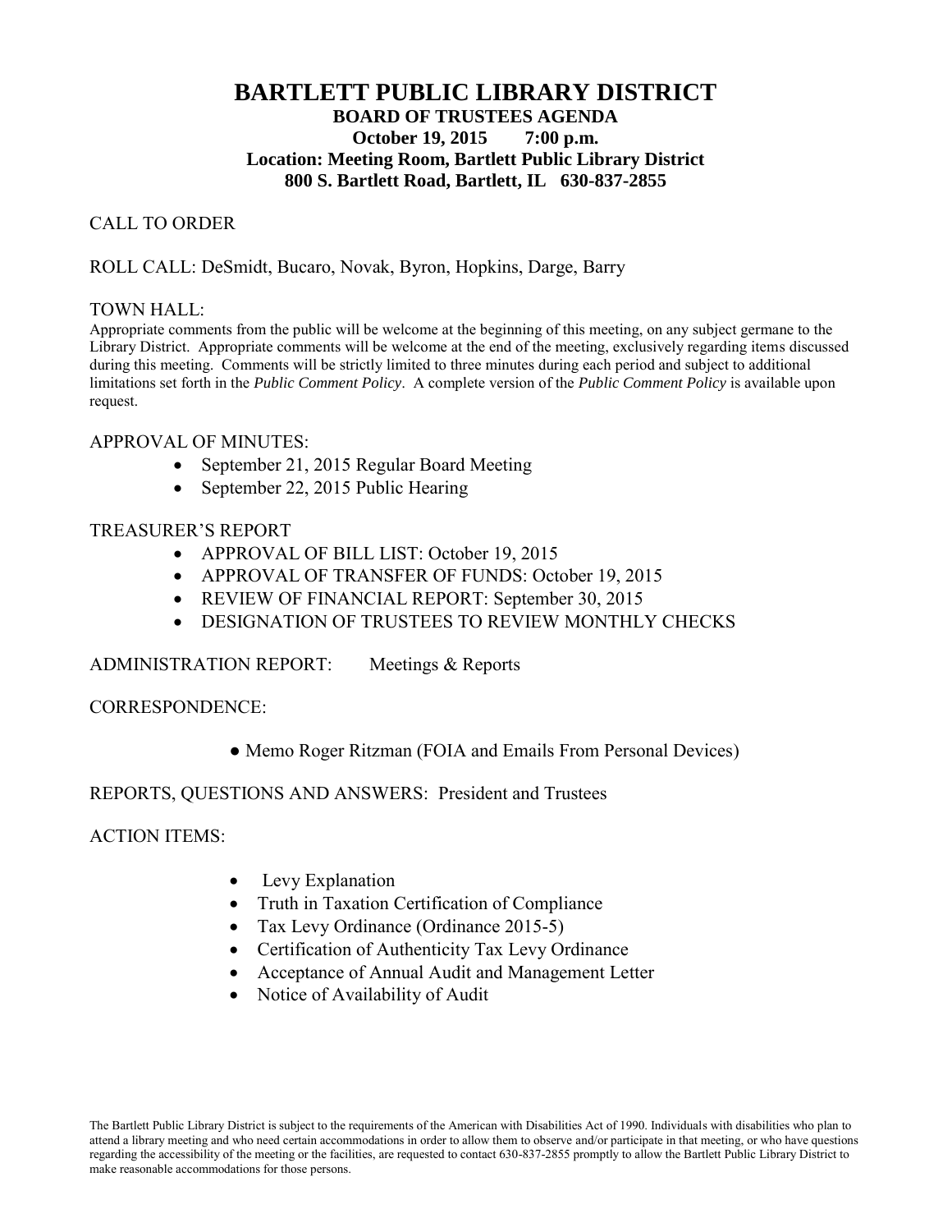# BARTLETT PUBLIC LIBRARY DISTRICT

**BOARD OF TRUSTEES AGENDA**
**October 19, 2015 7:00 p.m.**
**Location: Meeting Room, Bartlett Public Library District**
**800 S. Bartlett Road, Bartlett, IL 630-837-2855**

CALL TO ORDER

ROLL CALL: DeSmidt, Bucaro, Novak, Byron, Hopkins, Darge, Barry

TOWN HALL:

Appropriate comments from the public will be welcome at the beginning of this meeting, on any subject germane to the Library District. Appropriate comments will be welcome at the end of the meeting, exclusively regarding items discussed during this meeting. Comments will be strictly limited to three minutes during each period and subject to additional limitations set forth in the *Public Comment Policy*. A complete version of the *Public Comment Policy* is available upon request.

APPROVAL OF MINUTES:

- September 21, 2015 Regular Board Meeting
- September 22, 2015 Public Hearing

TREASURER'S REPORT

- APPROVAL OF BILL LIST: October 19, 2015
- APPROVAL OF TRANSFER OF FUNDS: October 19, 2015
- REVIEW OF FINANCIAL REPORT: September 30, 2015
- DESIGNATION OF TRUSTEES TO REVIEW MONTHLY CHECKS

ADMINISTRATION REPORT: Meetings & Reports

CORRESPONDENCE:

- Memo Roger Ritzman (FOIA and Emails From Personal Devices)

REPORTS, QUESTIONS AND ANSWERS: President and Trustees

ACTION ITEMS:

- Levy Explanation
- Truth in Taxation Certification of Compliance
- Tax Levy Ordinance (Ordinance 2015-5)
- Certification of Authenticity Tax Levy Ordinance
- Acceptance of Annual Audit and Management Letter
- Notice of Availability of Audit

The Bartlett Public Library District is subject to the requirements of the American with Disabilities Act of 1990. Individuals with disabilities who plan to attend a library meeting and who need certain accommodations in order to allow them to observe and/or participate in that meeting, or who have questions regarding the accessibility of the meeting or the facilities, are requested to contact 630-837-2855 promptly to allow the Bartlett Public Library District to make reasonable accommodations for those persons.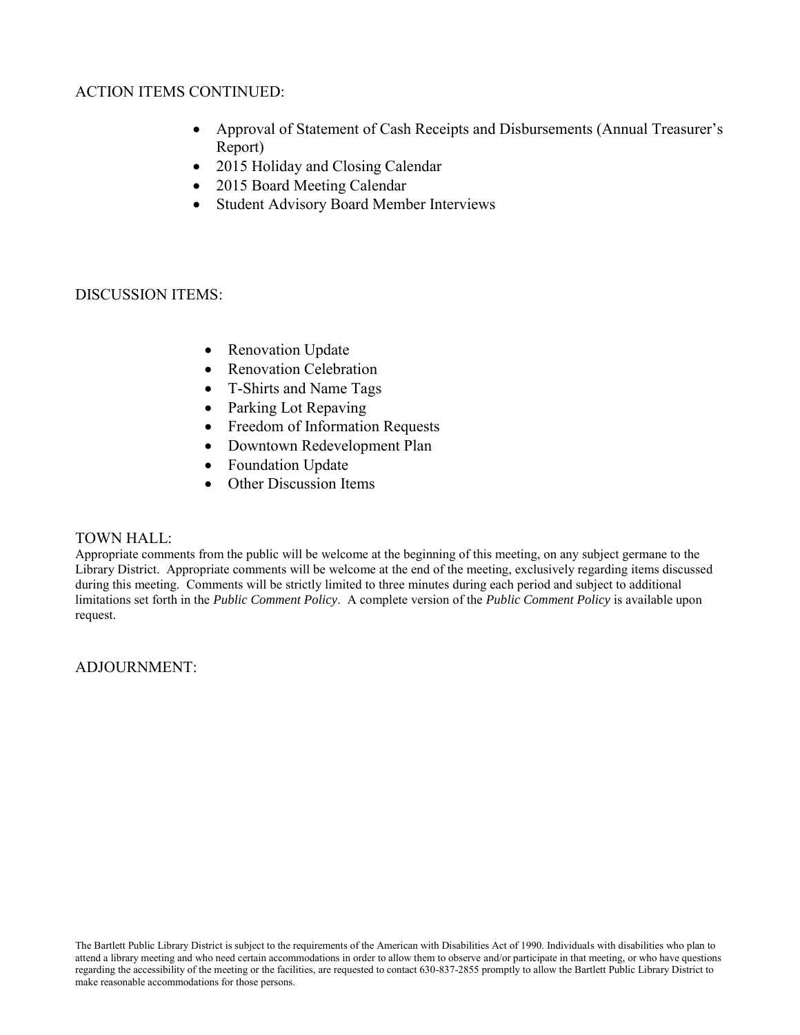## ACTION ITEMS CONTINUED:

- Approval of Statement of Cash Receipts and Disbursements (Annual Treasurer's Report)
- 2015 Holiday and Closing Calendar
- 2015 Board Meeting Calendar
- Student Advisory Board Member Interviews

## DISCUSSION ITEMS:

- Renovation Update
- Renovation Celebration
- T-Shirts and Name Tags
- Parking Lot Repaving
- Freedom of Information Requests
- Downtown Redevelopment Plan
- Foundation Update
- Other Discussion Items

## TOWN HALL:

Appropriate comments from the public will be welcome at the beginning of this meeting, on any subject germane to the Library District. Appropriate comments will be welcome at the end of the meeting, exclusively regarding items discussed during this meeting. Comments will be strictly limited to three minutes during each period and subject to additional limitations set forth in the *Public Comment Policy*. A complete version of the *Public Comment Policy* is available upon request.

## ADJOURNMENT:

The Bartlett Public Library District is subject to the requirements of the American with Disabilities Act of 1990. Individuals with disabilities who plan to attend a library meeting and who need certain accommodations in order to allow them to observe and/or participate in that meeting, or who have questions regarding the accessibility of the meeting or the facilities, are requested to contact 630-837-2855 promptly to allow the Bartlett Public Library District to make reasonable accommodations for those persons.